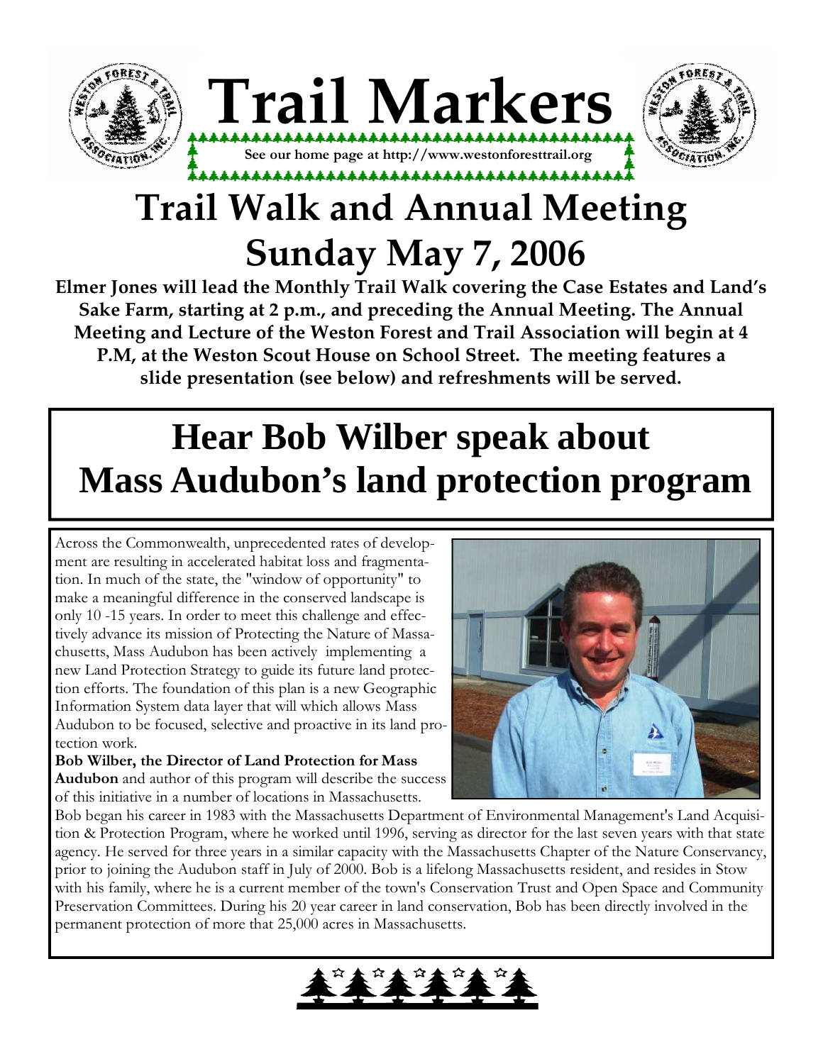# Trail Markers

See our home page at http://www.westonforesttrail.org

# Trail Walk and Annual Meeting
# Sunday May 7, 2006

**Elmer Jones will lead the Monthly Trail Walk covering the Case Estates and Land's Sake Farm, starting at 2 p.m., and preceding the Annual Meeting. The Annual Meeting and Lecture of the Weston Forest and Trail Association will begin at 4 P.M, at the Weston Scout House on School Street. The meeting features a slide presentation (see below) and refreshments will be served.**

## Hear Bob Wilber speak about Mass Audubon's land protection program

Across the Commonwealth, unprecedented rates of development are resulting in accelerated habitat loss and fragmentation. In much of the state, the "window of opportunity" to make a meaningful difference in the conserved landscape is only 10 -15 years. In order to meet this challenge and effectively advance its mission of Protecting the Nature of Massachusetts, Mass Audubon has been actively implementing a new Land Protection Strategy to guide its future land protection efforts. The foundation of this plan is a new Geographic Information System data layer that will which allows Mass Audubon to be focused, selective and proactive in its land protection work.

**Bob Wilber, the Director of Land Protection for Mass Audubon** and author of this program will describe the success of this initiative in a number of locations in Massachusetts.

Bob began his career in 1983 with the Massachusetts Department of Environmental Management's Land Acquisition & Protection Program, where he worked until 1996, serving as director for the last seven years with that state agency. He served for three years in a similar capacity with the Massachusetts Chapter of the Nature Conservancy, prior to joining the Audubon staff in July of 2000. Bob is a lifelong Massachusetts resident, and resides in Stow with his family, where he is a current member of the town's Conservation Trust and Open Space and Community Preservation Committees. During his 20 year career in land conservation, Bob has been directly involved in the permanent protection of more that 25,000 acres in Massachusetts.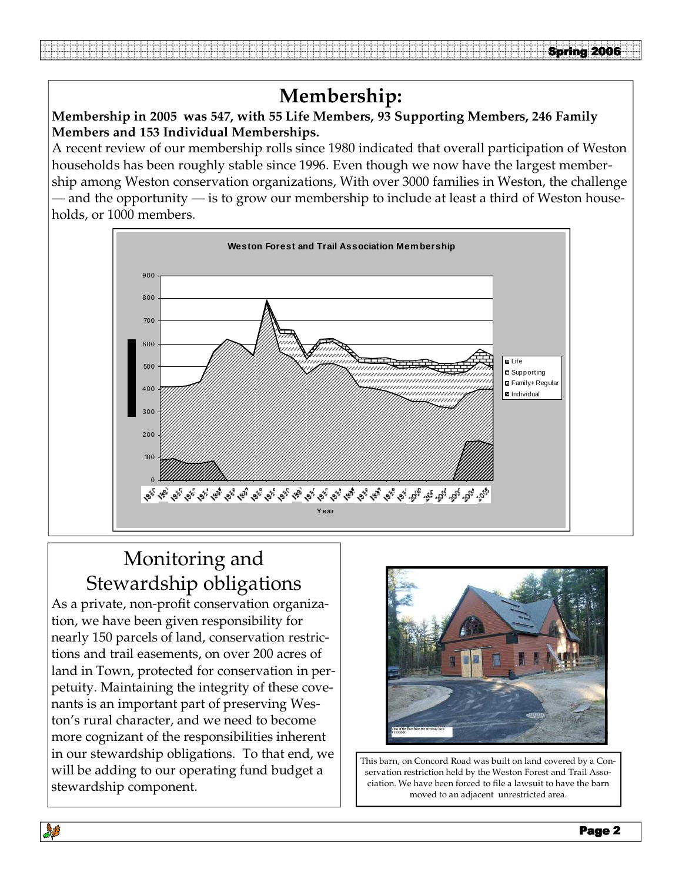# Membership:

**Membership in 2005 was 547, with 55 Life Members, 93 Supporting Members, 246 Family Members and 153 Individual Memberships.**

A recent review of our membership rolls since 1980 indicated that overall participation of Weston households has been roughly stable since 1996. Even though we now have the largest membership among Weston conservation organizations, With over 3000 families in Weston, the challenge — and the opportunity — is to grow our membership to include at least a third of Weston households, or 1000 members.

**Weston Forest and Trail Association Membership**

## Monitoring and Stewardship obligations

As a private, non-profit conservation organization, we have been given responsibility for nearly 150 parcels of land, conservation restrictions and trail easements, on over 200 acres of land in Town, protected for conservation in perpetuity. Maintaining the integrity of these covenants is an important part of preserving Weston's rural character, and we need to become more cognizant of the responsibilities inherent in our stewardship obligations. To that end, we will be adding to our operating fund budget a stewardship component.

This barn, on Concord Road was built on land covered by a Conservation restriction held by the Weston Forest and Trail Association. We have been forced to file a lawsuit to have the barn moved to an adjacent unrestricted area.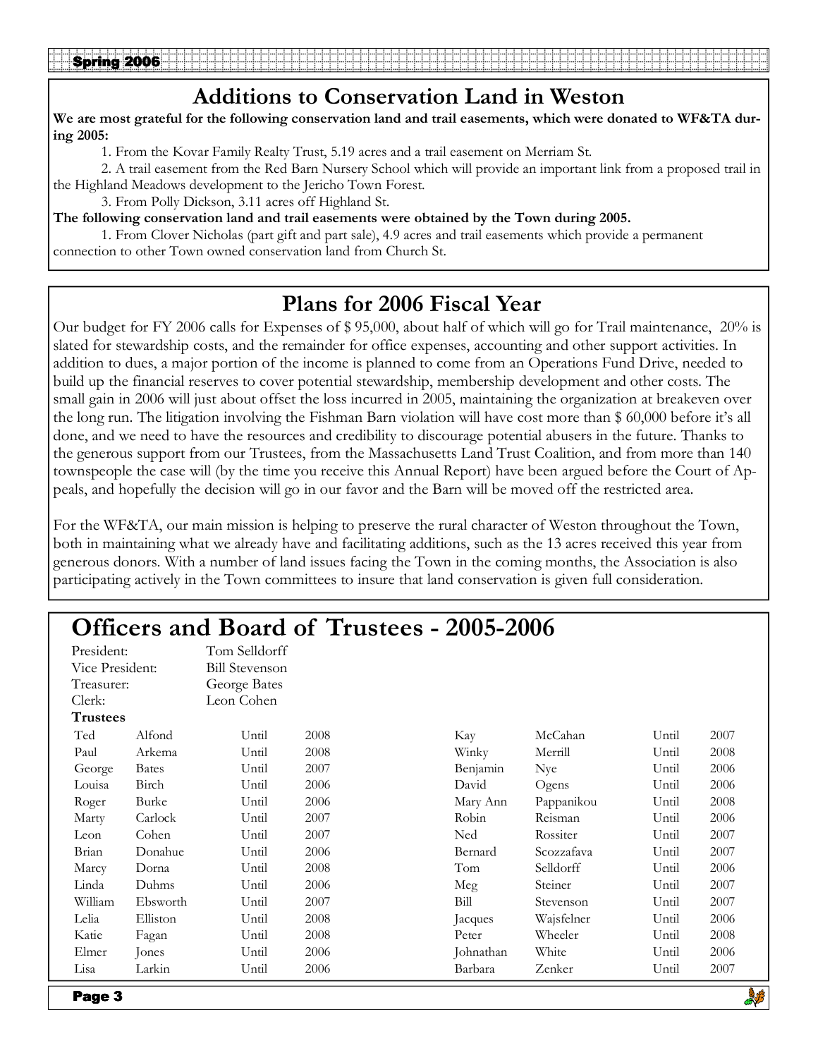## Additions to Conservation Land in Weston

**We are most grateful for the following conservation land and trail easements, which were donated to WF&TA during 2005:**

1. From the Kovar Family Realty Trust, 5.19 acres and a trail easement on Merriam St.
2. A trail easement from the Red Barn Nursery School which will provide an important link from a proposed trail in the Highland Meadows development to the Jericho Town Forest.
3. From Polly Dickson, 3.11 acres off Highland St.

**The following conservation land and trail easements were obtained by the Town during 2005.**

1. From Clover Nicholas (part gift and part sale), 4.9 acres and trail easements which provide a permanent connection to other Town owned conservation land from Church St.

## Plans for 2006 Fiscal Year

Our budget for FY 2006 calls for Expenses of $ 95,000, about half of which will go for Trail maintenance, 20% is slated for stewardship costs, and the remainder for office expenses, accounting and other support activities. In addition to dues, a major portion of the income is planned to come from an Operations Fund Drive, needed to build up the financial reserves to cover potential stewardship, membership development and other costs. The small gain in 2006 will just about offset the loss incurred in 2005, maintaining the organization at breakeven over the long run. The litigation involving the Fishman Barn violation will have cost more than $ 60,000 before it's all done, and we need to have the resources and credibility to discourage potential abusers in the future. Thanks to the generous support from our Trustees, from the Massachusetts Land Trust Coalition, and from more than 140 townspeople the case will (by the time you receive this Annual Report) have been argued before the Court of Appeals, and hopefully the decision will go in our favor and the Barn will be moved off the restricted area.

For the WF&TA, our main mission is helping to preserve the rural character of Weston throughout the Town, both in maintaining what we already have and facilitating additions, such as the 13 acres received this year from generous donors. With a number of land issues facing the Town in the coming months, the Association is also participating actively in the Town committees to insure that land conservation is given full consideration.

## Officers and Board of Trustees - 2005-2006

| | |
|---|---|
| President: | Tom Selldorff |
| Vice President: | Bill Stevenson |
| Treasurer: | George Bates |
| Clerk: | Leon Cohen |

**Trustees**

| | | | |
|---|---|---|---|
| Ted | Alfond | Until | 2008 |
| Paul | Arkema | Until | 2008 |
| George | Bates | Until | 2007 |
| Louisa | Birch | Until | 2006 |
| Roger | Burke | Until | 2006 |
| Marty | Carlock | Until | 2007 |
| Leon | Cohen | Until | 2007 |
| Brian | Donahue | Until | 2006 |
| Marcy | Dorna | Until | 2008 |
| Linda | Duhms | Until | 2006 |
| William | Ebsworth | Until | 2007 |
| Lelia | Elliston | Until | 2008 |
| Katie | Fagan | Until | 2008 |
| Elmer | Jones | Until | 2006 |
| Lisa | Larkin | Until | 2006 |
| Kay | McCahan | Until | 2007 |
| Winky | Merrill | Until | 2008 |
| Benjamin | Nye | Until | 2006 |
| David | Ogens | Until | 2006 |
| Mary Ann | Pappanikou | Until | 2008 |
| Robin | Reisman | Until | 2006 |
| Ned | Rossiter | Until | 2007 |
| Bernard | Scozzafava | Until | 2007 |
| Tom | Selldorff | Until | 2006 |
| Meg | Steiner | Until | 2007 |
| Bill | Stevenson | Until | 2007 |
| Jacques | Wajsfelner | Until | 2006 |
| Peter | Wheeler | Until | 2008 |
| Johnathan | White | Until | 2006 |
| Barbara | Zenker | Until | 2007 |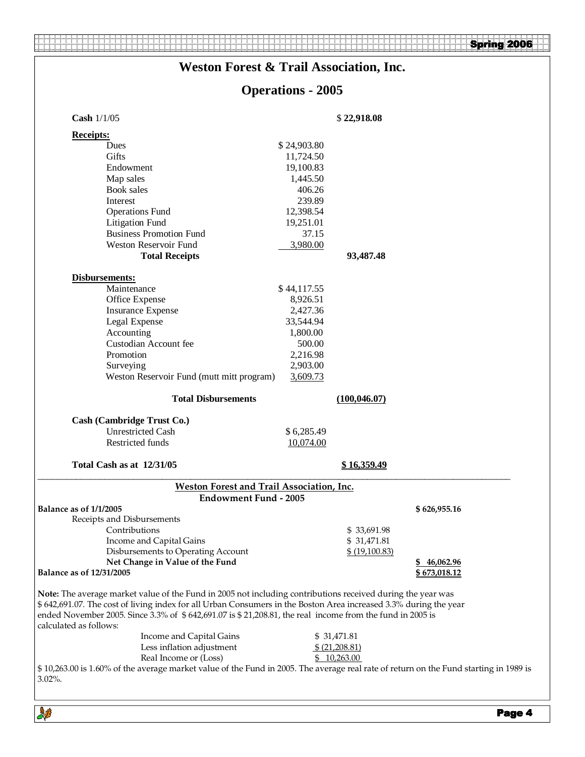# Weston Forest & Trail Association, Inc.

## Operations - 2005

| | | |
|---|---|---|
| **Cash** 1/1/05 | | $ **22,918.08** |
| **Receipts:** | | |
| Dues | $ 24,903.80 | |
| Gifts | 11,724.50 | |
| Endowment | 19,100.83 | |
| Map sales | 1,445.50 | |
| Book sales | 406.26 | |
| Interest | 239.89 | |
| Operations Fund | 12,398.54 | |
| Litigation Fund | 19,251.01 | |
| Business Promotion Fund | 37.15 | |
| Weston Reservoir Fund | 3,980.00 | |
| **Total Receipts** | | **93,487.48** |
| **Disbursements:** | | |
| Maintenance | $ 44,117.55 | |
| Office Expense | 8,926.51 | |
| Insurance Expense | 2,427.36 | |
| Legal Expense | 33,544.94 | |
| Accounting | 1,800.00 | |
| Custodian Account fee | 500.00 | |
| Promotion | 2,216.98 | |
| Surveying | 2,903.00 | |
| Weston Reservoir Fund (mutt mitt program) | 3,609.73 | |
| **Total Disbursements** | | **(100,046.07)** |
| **Cash (Cambridge Trust Co.)** | | |
| Unrestricted Cash | $ 6,285.49 | |
| Restricted funds | 10,074.00 | |
| **Total Cash as at 12/31/05** | | **$ 16,359.49** |

## Weston Forest and Trail Association, Inc.

### Endowment Fund - 2005

| | | |
|---|---|---|
| **Balance as of 1/1/2005** | | **$ 626,955.16** |
| Receipts and Disbursements | | |
| Contributions | $ 33,691.98 | |
| Income and Capital Gains | $ 31,471.81 | |
| Disbursements to Operating Account | $ (19,100.83) | |
| **Net Change in Value of the Fund** | | **$ 46,062.96** |
| **Balance as of 12/31/2005** | | **$ 673,018.12** |

**Note:** The average market value of the Fund in 2005 not including contributions received during the year was $ 642,691.07. The cost of living index for all Urban Consumers in the Boston Area increased 3.3% during the year ended November 2005. Since 3.3% of $ 642,691.07 is $ 21,208.81, the real income from the fund in 2005 is calculated as follows:

| | |
|---|---|
| Income and Capital Gains | $ 31,471.81 |
| Less inflation adjustment | $ (21,208.81) |
| Real Income or (Loss) | $ 10,263.00 |

$ 10,263.00 is 1.60% of the average market value of the Fund in 2005. The average real rate of return on the Fund starting in 1989 is 3.02%.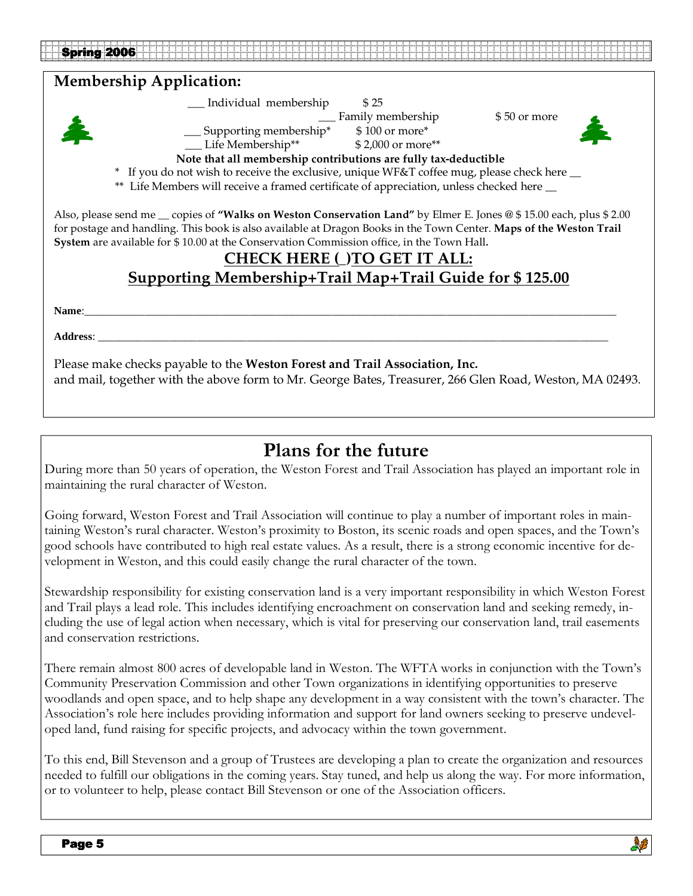## Membership Application:

___ Individual membership $ 25
___ Family membership $ 50 or more
___ Supporting membership* $ 100 or more*
___ Life Membership** $ 2,000 or more**

**Note that all membership contributions are fully tax-deductible**

\* If you do not wish to receive the exclusive, unique WF&T coffee mug, please check here __

\*\* Life Members will receive a framed certificate of appreciation, unless checked here __

Also, please send me __ copies of **"Walks on Weston Conservation Land"** by Elmer E. Jones @ $ 15.00 each, plus $ 2.00 for postage and handling. This book is also available at Dragon Books in the Town Center. **Maps of the Weston Trail System** are available for $ 10.00 at the Conservation Commission office, in the Town Hall.

**CHECK HERE (_)TO GET IT ALL:**

**Supporting Membership+Trail Map+Trail Guide for $ 125.00**

**Name**:______________________________________________

**Address**: ____________________________________________

Please make checks payable to the **Weston Forest and Trail Association, Inc.**
and mail, together with the above form to Mr. George Bates, Treasurer, 266 Glen Road, Weston, MA 02493.

# Plans for the future

During more than 50 years of operation, the Weston Forest and Trail Association has played an important role in maintaining the rural character of Weston.

Going forward, Weston Forest and Trail Association will continue to play a number of important roles in maintaining Weston's rural character. Weston's proximity to Boston, its scenic roads and open spaces, and the Town's good schools have contributed to high real estate values. As a result, there is a strong economic incentive for development in Weston, and this could easily change the rural character of the town.

Stewardship responsibility for existing conservation land is a very important responsibility in which Weston Forest and Trail plays a lead role. This includes identifying encroachment on conservation land and seeking remedy, including the use of legal action when necessary, which is vital for preserving our conservation land, trail easements and conservation restrictions.

There remain almost 800 acres of developable land in Weston. The WFTA works in conjunction with the Town's Community Preservation Commission and other Town organizations in identifying opportunities to preserve woodlands and open space, and to help shape any development in a way consistent with the town's character. The Association's role here includes providing information and support for land owners seeking to preserve undeveloped land, fund raising for specific projects, and advocacy within the town government.

To this end, Bill Stevenson and a group of Trustees are developing a plan to create the organization and resources needed to fulfill our obligations in the coming years. Stay tuned, and help us along the way. For more information, or to volunteer to help, please contact Bill Stevenson or one of the Association officers.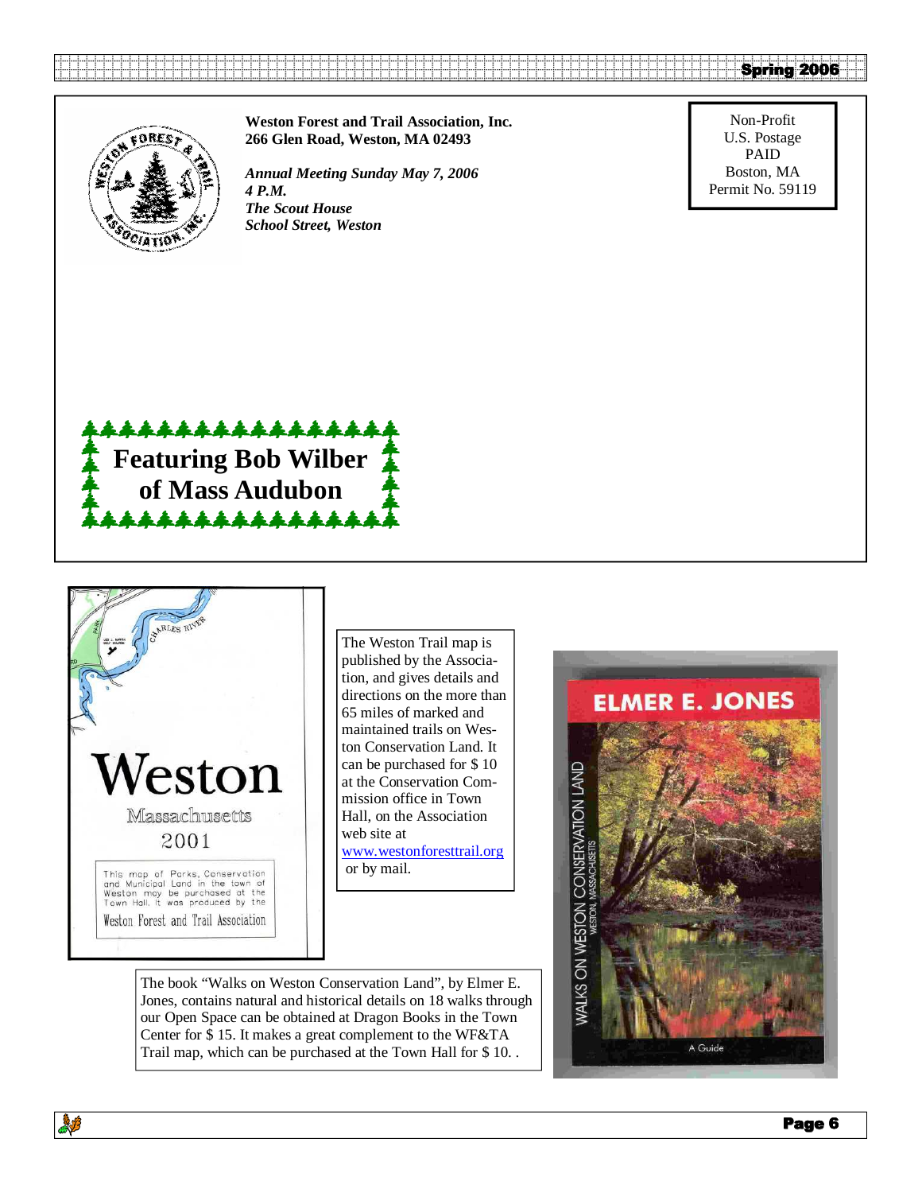**Weston Forest and Trail Association, Inc.**
**266 Glen Road, Weston, MA 02493**

***Annual Meeting Sunday May 7, 2006***
***4 P.M.***
***The Scout House***
***School Street, Weston***

Non-Profit
U.S. Postage
PAID
Boston, MA
Permit No. 59119

## Featuring Bob Wilber of Mass Audubon

The Weston Trail map is published by the Association, and gives details and directions on the more than 65 miles of marked and maintained trails on Weston Conservation Land. It can be purchased for $ 10 at the Conservation Commission office in Town Hall, on the Association web site at [www.westonforesttrail.org](http://www.westonforesttrail.org) or by mail.

The book "Walks on Weston Conservation Land", by Elmer E. Jones, contains natural and historical details on 18 walks through our Open Space can be obtained at Dragon Books in the Town Center for $ 15. It makes a great complement to the WF&TA Trail map, which can be purchased at the Town Hall for $ 10. .